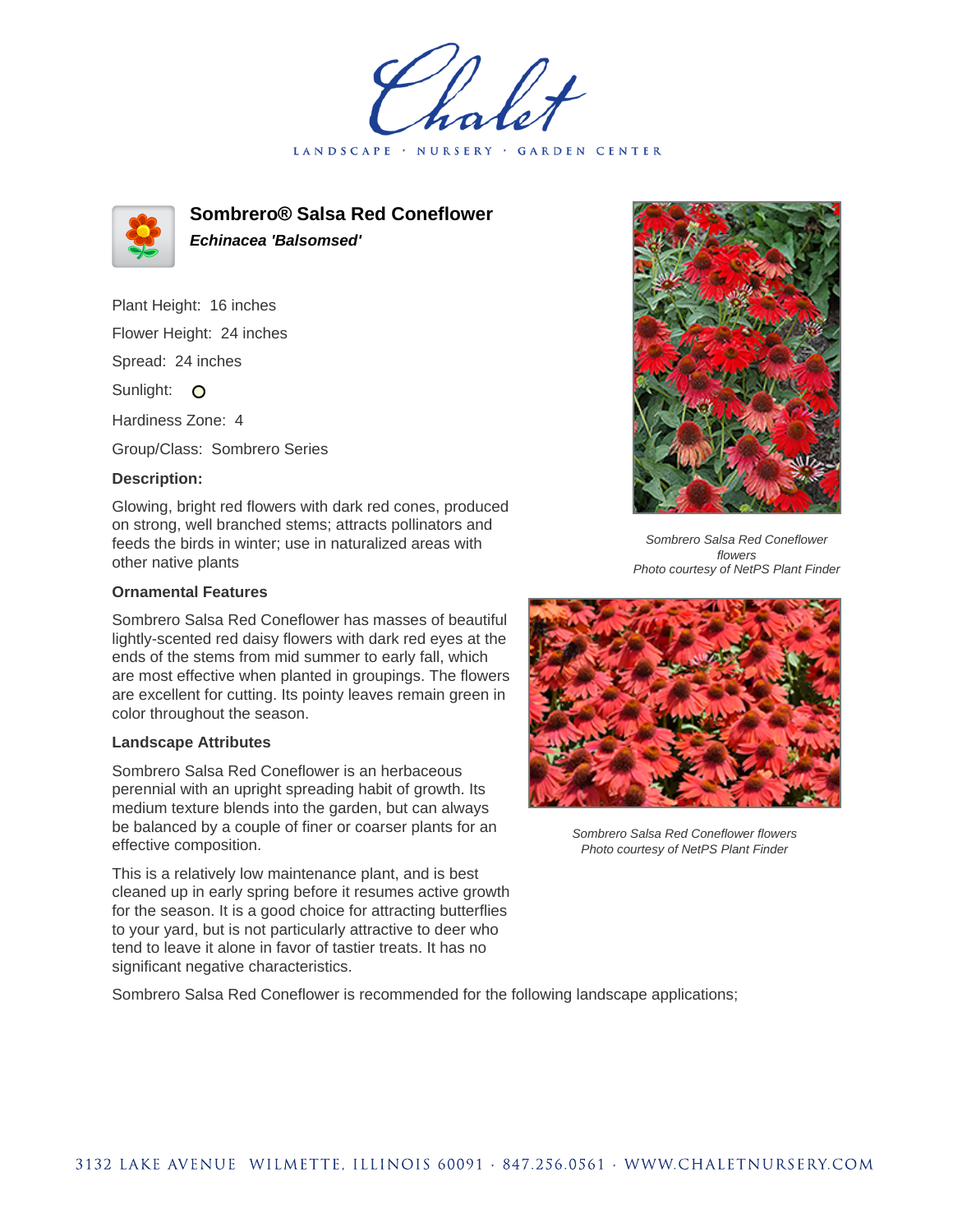# Sombrero® Salsa Red Coneflower

***Echinacea 'Balsomsed'***

Plant Height: 16 inches

Flower Height: 24 inches

Spread: 24 inches

Sunlight: O

Hardiness Zone: 4

Group/Class: Sombrero Series

### Description:

Glowing, bright red flowers with dark red cones, produced on strong, well branched stems; attracts pollinators and feeds the birds in winter; use in naturalized areas with other native plants

### Ornamental Features

Sombrero Salsa Red Coneflower has masses of beautiful lightly-scented red daisy flowers with dark red eyes at the ends of the stems from mid summer to early fall, which are most effective when planted in groupings. The flowers are excellent for cutting. Its pointy leaves remain green in color throughout the season.

### Landscape Attributes

Sombrero Salsa Red Coneflower is an herbaceous perennial with an upright spreading habit of growth. Its medium texture blends into the garden, but can always be balanced by a couple of finer or coarser plants for an effective composition.

This is a relatively low maintenance plant, and is best cleaned up in early spring before it resumes active growth for the season. It is a good choice for attracting butterflies to your yard, but is not particularly attractive to deer who tend to leave it alone in favor of tastier treats. It has no significant negative characteristics.

Sombrero Salsa Red Coneflower is recommended for the following landscape applications;

*Sombrero Salsa Red Coneflower flowers*
*Photo courtesy of NetPS Plant Finder*

*Sombrero Salsa Red Coneflower flowers*
*Photo courtesy of NetPS Plant Finder*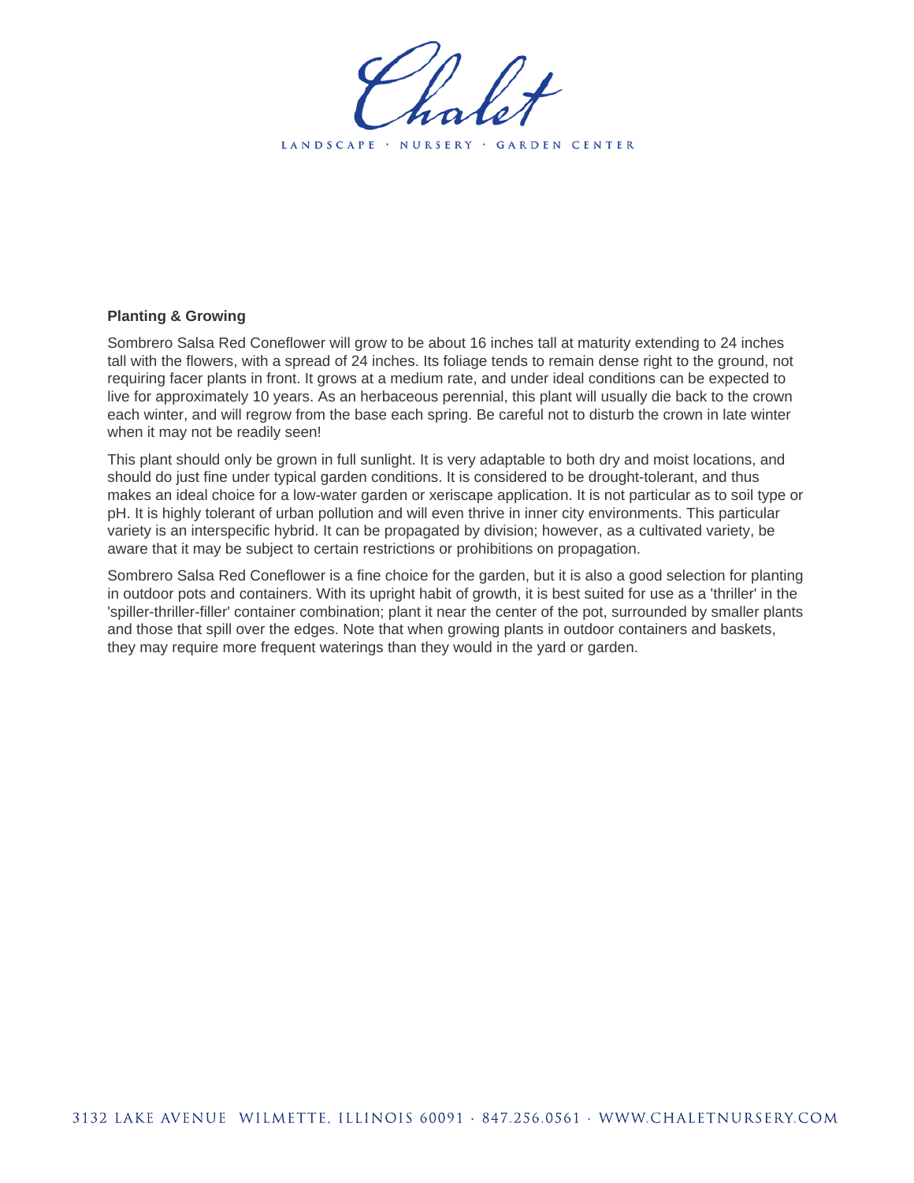**Planting & Growing**

Sombrero Salsa Red Coneflower will grow to be about 16 inches tall at maturity extending to 24 inches tall with the flowers, with a spread of 24 inches. Its foliage tends to remain dense right to the ground, not requiring facer plants in front. It grows at a medium rate, and under ideal conditions can be expected to live for approximately 10 years. As an herbaceous perennial, this plant will usually die back to the crown each winter, and will regrow from the base each spring. Be careful not to disturb the crown in late winter when it may not be readily seen!

This plant should only be grown in full sunlight. It is very adaptable to both dry and moist locations, and should do just fine under typical garden conditions. It is considered to be drought-tolerant, and thus makes an ideal choice for a low-water garden or xeriscape application. It is not particular as to soil type or pH. It is highly tolerant of urban pollution and will even thrive in inner city environments. This particular variety is an interspecific hybrid. It can be propagated by division; however, as a cultivated variety, be aware that it may be subject to certain restrictions or prohibitions on propagation.

Sombrero Salsa Red Coneflower is a fine choice for the garden, but it is also a good selection for planting in outdoor pots and containers. With its upright habit of growth, it is best suited for use as a 'thriller' in the 'spiller-thriller-filler' container combination; plant it near the center of the pot, surrounded by smaller plants and those that spill over the edges. Note that when growing plants in outdoor containers and baskets, they may require more frequent waterings than they would in the yard or garden.